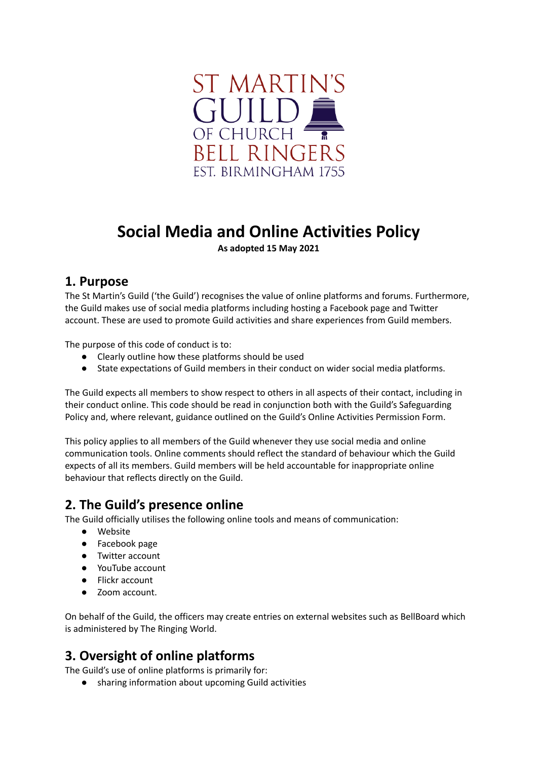ST MARTIN'S GUILD OF CHURCH BELL RINGERS
EST. BIRMINGHAM 1755

# Social Media and Online Activities Policy

**As adopted 15 May 2021**

## 1. Purpose

The St Martin's Guild ('the Guild') recognises the value of online platforms and forums. Furthermore, the Guild makes use of social media platforms including hosting a Facebook page and Twitter account. These are used to promote Guild activities and share experiences from Guild members.

The purpose of this code of conduct is to:

- Clearly outline how these platforms should be used
- State expectations of Guild members in their conduct on wider social media platforms.

The Guild expects all members to show respect to others in all aspects of their contact, including in their conduct online. This code should be read in conjunction both with the Guild's Safeguarding Policy and, where relevant, guidance outlined on the Guild's Online Activities Permission Form.

This policy applies to all members of the Guild whenever they use social media and online communication tools. Online comments should reflect the standard of behaviour which the Guild expects of all its members. Guild members will be held accountable for inappropriate online behaviour that reflects directly on the Guild.

## 2. The Guild's presence online

The Guild officially utilises the following online tools and means of communication:

- Website
- Facebook page
- Twitter account
- YouTube account
- Flickr account
- Zoom account.

On behalf of the Guild, the officers may create entries on external websites such as BellBoard which is administered by The Ringing World.

## 3. Oversight of online platforms

The Guild's use of online platforms is primarily for:

- sharing information about upcoming Guild activities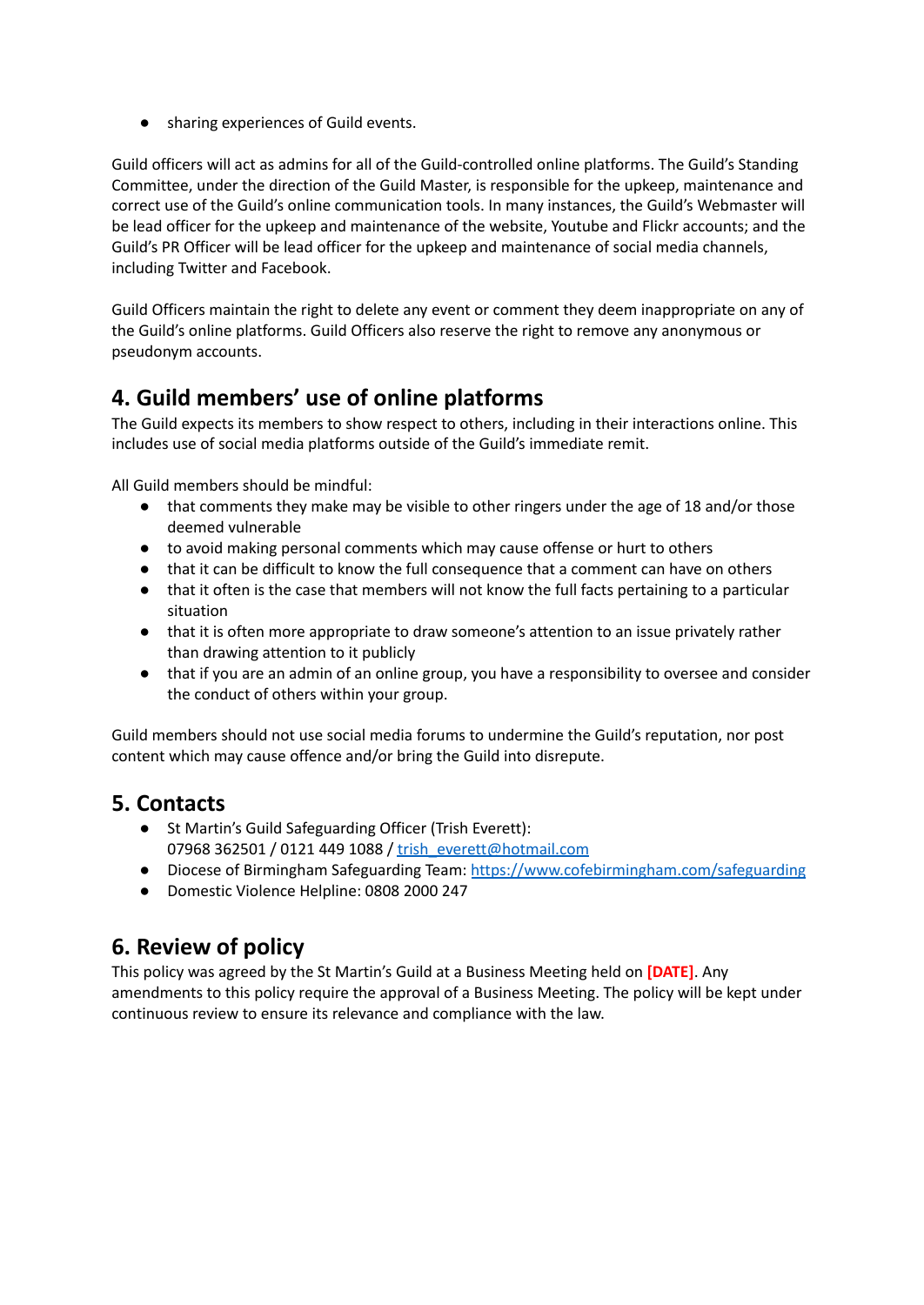- sharing experiences of Guild events.

Guild officers will act as admins for all of the Guild-controlled online platforms. The Guild's Standing Committee, under the direction of the Guild Master, is responsible for the upkeep, maintenance and correct use of the Guild's online communication tools. In many instances, the Guild's Webmaster will be lead officer for the upkeep and maintenance of the website, Youtube and Flickr accounts; and the Guild's PR Officer will be lead officer for the upkeep and maintenance of social media channels, including Twitter and Facebook.

Guild Officers maintain the right to delete any event or comment they deem inappropriate on any of the Guild's online platforms. Guild Officers also reserve the right to remove any anonymous or pseudonym accounts.

## 4. Guild members' use of online platforms

The Guild expects its members to show respect to others, including in their interactions online. This includes use of social media platforms outside of the Guild's immediate remit.

All Guild members should be mindful:

- that comments they make may be visible to other ringers under the age of 18 and/or those deemed vulnerable
- to avoid making personal comments which may cause offense or hurt to others
- that it can be difficult to know the full consequence that a comment can have on others
- that it often is the case that members will not know the full facts pertaining to a particular situation
- that it is often more appropriate to draw someone's attention to an issue privately rather than drawing attention to it publicly
- that if you are an admin of an online group, you have a responsibility to oversee and consider the conduct of others within your group.

Guild members should not use social media forums to undermine the Guild's reputation, nor post content which may cause offence and/or bring the Guild into disrepute.

## 5. Contacts

- St Martin's Guild Safeguarding Officer (Trish Everett): 07968 362501 / 0121 449 1088 / trish_everett@hotmail.com
- Diocese of Birmingham Safeguarding Team: https://www.cofebirmingham.com/safeguarding
- Domestic Violence Helpline: 0808 2000 247

## 6. Review of policy

This policy was agreed by the St Martin's Guild at a Business Meeting held on **[DATE]**. Any amendments to this policy require the approval of a Business Meeting. The policy will be kept under continuous review to ensure its relevance and compliance with the law.